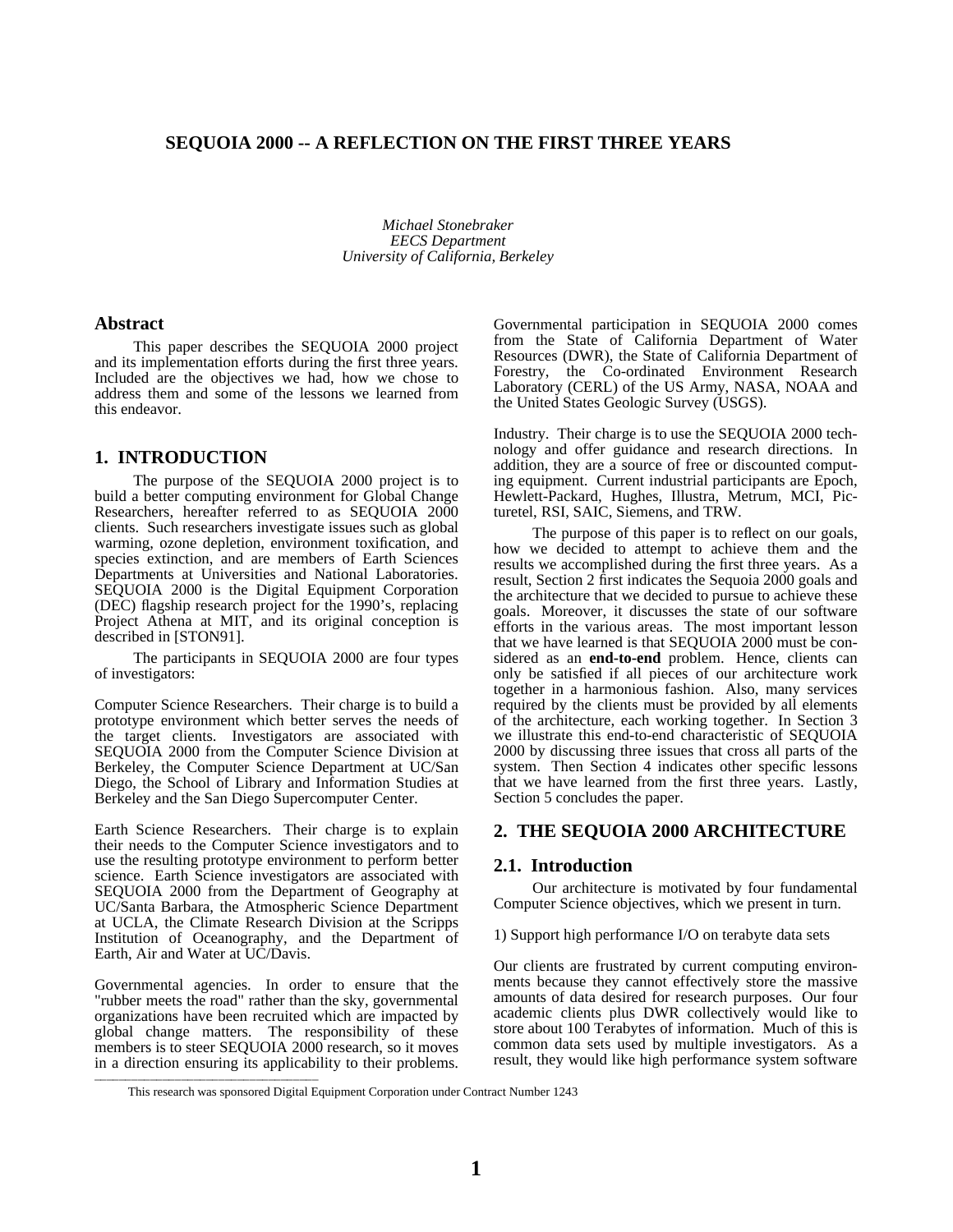# SEQUOIA 2000 -- A REFLECTION ON THE FIRST THREE YEARS

*Michael Stonebraker*
*EECS Department*
*University of California, Berkeley*

## Abstract

This paper describes the SEQUOIA 2000 project and its implementation efforts during the first three years. Included are the objectives we had, how we chose to address them and some of the lessons we learned from this endeavor.

## 1. INTRODUCTION

The purpose of the SEQUOIA 2000 project is to build a better computing environment for Global Change Researchers, hereafter referred to as SEQUOIA 2000 clients. Such researchers investigate issues such as global warming, ozone depletion, environment toxification, and species extinction, and are members of Earth Sciences Departments at Universities and National Laboratories. SEQUOIA 2000 is the Digital Equipment Corporation (DEC) flagship research project for the 1990's, replacing Project Athena at MIT, and its original conception is described in [STON91].

The participants in SEQUOIA 2000 are four types of investigators:

Computer Science Researchers. Their charge is to build a prototype environment which better serves the needs of the target clients. Investigators are associated with SEQUOIA 2000 from the Computer Science Division at Berkeley, the Computer Science Department at UC/San Diego, the School of Library and Information Studies at Berkeley and the San Diego Supercomputer Center.

Earth Science Researchers. Their charge is to explain their needs to the Computer Science investigators and to use the resulting prototype environment to perform better science. Earth Science investigators are associated with SEQUOIA 2000 from the Department of Geography at UC/Santa Barbara, the Atmospheric Science Department at UCLA, the Climate Research Division at the Scripps Institution of Oceanography, and the Department of Earth, Air and Water at UC/Davis.

Governmental agencies. In order to ensure that the "rubber meets the road" rather than the sky, governmental organizations have been recruited which are impacted by global change matters. The responsibility of these members is to steer SEQUOIA 2000 research, so it moves in a direction ensuring its applicability to their problems. Governmental participation in SEQUOIA 2000 comes from the State of California Department of Water Resources (DWR), the State of California Department of Forestry, the Co-ordinated Environment Research Laboratory (CERL) of the US Army, NASA, NOAA and the United States Geologic Survey (USGS).

Industry. Their charge is to use the SEQUOIA 2000 technology and offer guidance and research directions. In addition, they are a source of free or discounted computing equipment. Current industrial participants are Epoch, Hewlett-Packard, Hughes, Illustra, Metrum, MCI, Picturetel, RSI, SAIC, Siemens, and TRW.

The purpose of this paper is to reflect on our goals, how we decided to attempt to achieve them and the results we accomplished during the first three years. As a result, Section 2 first indicates the Sequoia 2000 goals and the architecture that we decided to pursue to achieve these goals. Moreover, it discusses the state of our software efforts in the various areas. The most important lesson that we have learned is that SEQUOIA 2000 must be considered as an **end-to-end** problem. Hence, clients can only be satisfied if all pieces of our architecture work together in a harmonious fashion. Also, many services required by the clients must be provided by all elements of the architecture, each working together. In Section 3 we illustrate this end-to-end characteristic of SEQUOIA 2000 by discussing three issues that cross all parts of the system. Then Section 4 indicates other specific lessons that we have learned from the first three years. Lastly, Section 5 concludes the paper.

## 2. THE SEQUOIA 2000 ARCHITECTURE

### 2.1. Introduction

Our architecture is motivated by four fundamental Computer Science objectives, which we present in turn.

1) Support high performance I/O on terabyte data sets

Our clients are frustrated by current computing environments because they cannot effectively store the massive amounts of data desired for research purposes. Our four academic clients plus DWR collectively would like to store about 100 Terabytes of information. Much of this is common data sets used by multiple investigators. As a result, they would like high performance system software

This research was sponsored Digital Equipment Corporation under Contract Number 1243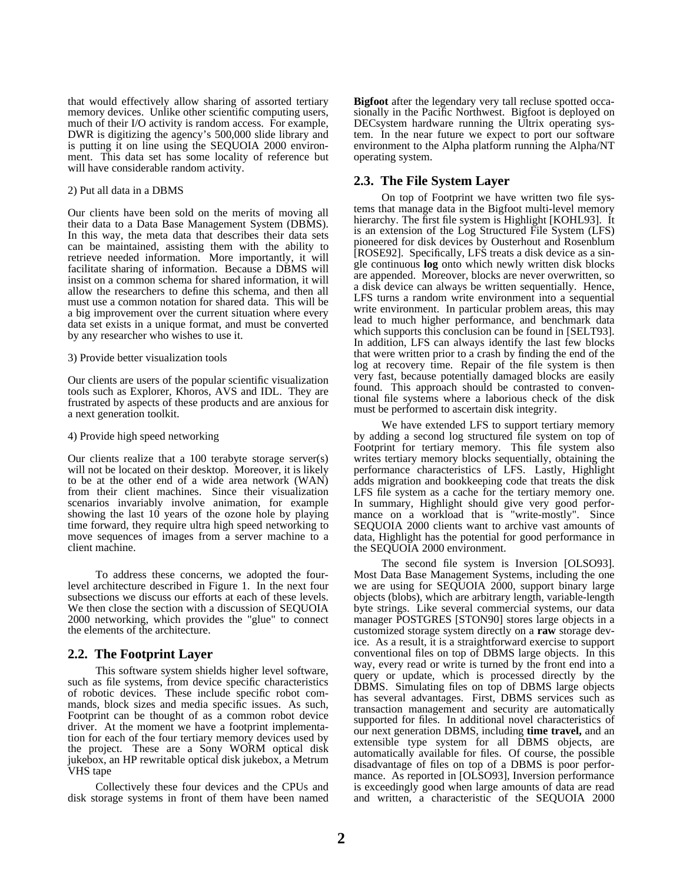that would effectively allow sharing of assorted tertiary memory devices. Unlike other scientific computing users, much of their I/O activity is random access. For example, DWR is digitizing the agency's 500,000 slide library and is putting it on line using the SEQUOIA 2000 environment. This data set has some locality of reference but will have considerable random activity.

2) Put all data in a DBMS

Our clients have been sold on the merits of moving all their data to a Data Base Management System (DBMS). In this way, the meta data that describes their data sets can be maintained, assisting them with the ability to retrieve needed information. More importantly, it will facilitate sharing of information. Because a DBMS will insist on a common schema for shared information, it will allow the researchers to define this schema, and then all must use a common notation for shared data. This will be a big improvement over the current situation where every data set exists in a unique format, and must be converted by any researcher who wishes to use it.

3) Provide better visualization tools

Our clients are users of the popular scientific visualization tools such as Explorer, Khoros, AVS and IDL. They are frustrated by aspects of these products and are anxious for a next generation toolkit.

4) Provide high speed networking

Our clients realize that a 100 terabyte storage server(s) will not be located on their desktop. Moreover, it is likely to be at the other end of a wide area network (WAN) from their client machines. Since their visualization scenarios invariably involve animation, for example showing the last 10 years of the ozone hole by playing time forward, they require ultra high speed networking to move sequences of images from a server machine to a client machine.

To address these concerns, we adopted the four-level architecture described in Figure 1. In the next four subsections we discuss our efforts at each of these levels. We then close the section with a discussion of SEQUOIA 2000 networking, which provides the "glue" to connect the elements of the architecture.

## 2.2. The Footprint Layer

This software system shields higher level software, such as file systems, from device specific characteristics of robotic devices. These include specific robot commands, block sizes and media specific issues. As such, Footprint can be thought of as a common robot device driver. At the moment we have a footprint implementation for each of the four tertiary memory devices used by the project. These are a Sony WORM optical disk jukebox, an HP rewritable optical disk jukebox, a Metrum VHS tape

Collectively these four devices and the CPUs and disk storage systems in front of them have been named **Bigfoot** after the legendary very tall recluse spotted occasionally in the Pacific Northwest. Bigfoot is deployed on DECsystem hardware running the Ultrix operating system. In the near future we expect to port our software environment to the Alpha platform running the Alpha/NT operating system.

## 2.3. The File System Layer

On top of Footprint we have written two file systems that manage data in the Bigfoot multi-level memory hierarchy. The first file system is Highlight [KOHL93]. It is an extension of the Log Structured File System (LFS) pioneered for disk devices by Ousterhout and Rosenblum [ROSE92]. Specifically, LFS treats a disk device as a single continuous **log** onto which newly written disk blocks are appended. Moreover, blocks are never overwritten, so a disk device can always be written sequentially. Hence, LFS turns a random write environment into a sequential write environment. In particular problem areas, this may lead to much higher performance, and benchmark data which supports this conclusion can be found in [SELT93]. In addition, LFS can always identify the last few blocks that were written prior to a crash by finding the end of the log at recovery time. Repair of the file system is then very fast, because potentially damaged blocks are easily found. This approach should be contrasted to conventional file systems where a laborious check of the disk must be performed to ascertain disk integrity.

We have extended LFS to support tertiary memory by adding a second log structured file system on top of Footprint for tertiary memory. This file system also writes tertiary memory blocks sequentially, obtaining the performance characteristics of LFS. Lastly, Highlight adds migration and bookkeeping code that treats the disk LFS file system as a cache for the tertiary memory one. In summary, Highlight should give very good performance on a workload that is "write-mostly". Since SEQUOIA 2000 clients want to archive vast amounts of data, Highlight has the potential for good performance in the SEQUOIA 2000 environment.

The second file system is Inversion [OLSO93]. Most Data Base Management Systems, including the one we are using for SEQUOIA 2000, support binary large objects (blobs), which are arbitrary length, variable-length byte strings. Like several commercial systems, our data manager POSTGRES [STON90] stores large objects in a customized storage system directly on a **raw** storage device. As a result, it is a straightforward exercise to support conventional files on top of DBMS large objects. In this way, every read or write is turned by the front end into a query or update, which is processed directly by the DBMS. Simulating files on top of DBMS large objects has several advantages. First, DBMS services such as transaction management and security are automatically supported for files. In additional novel characteristics of our next generation DBMS, including **time travel,** and an extensible type system for all DBMS objects, are automatically available for files. Of course, the possible disadvantage of files on top of a DBMS is poor performance. As reported in [OLSO93], Inversion performance is exceedingly good when large amounts of data are read and written, a characteristic of the SEQUOIA 2000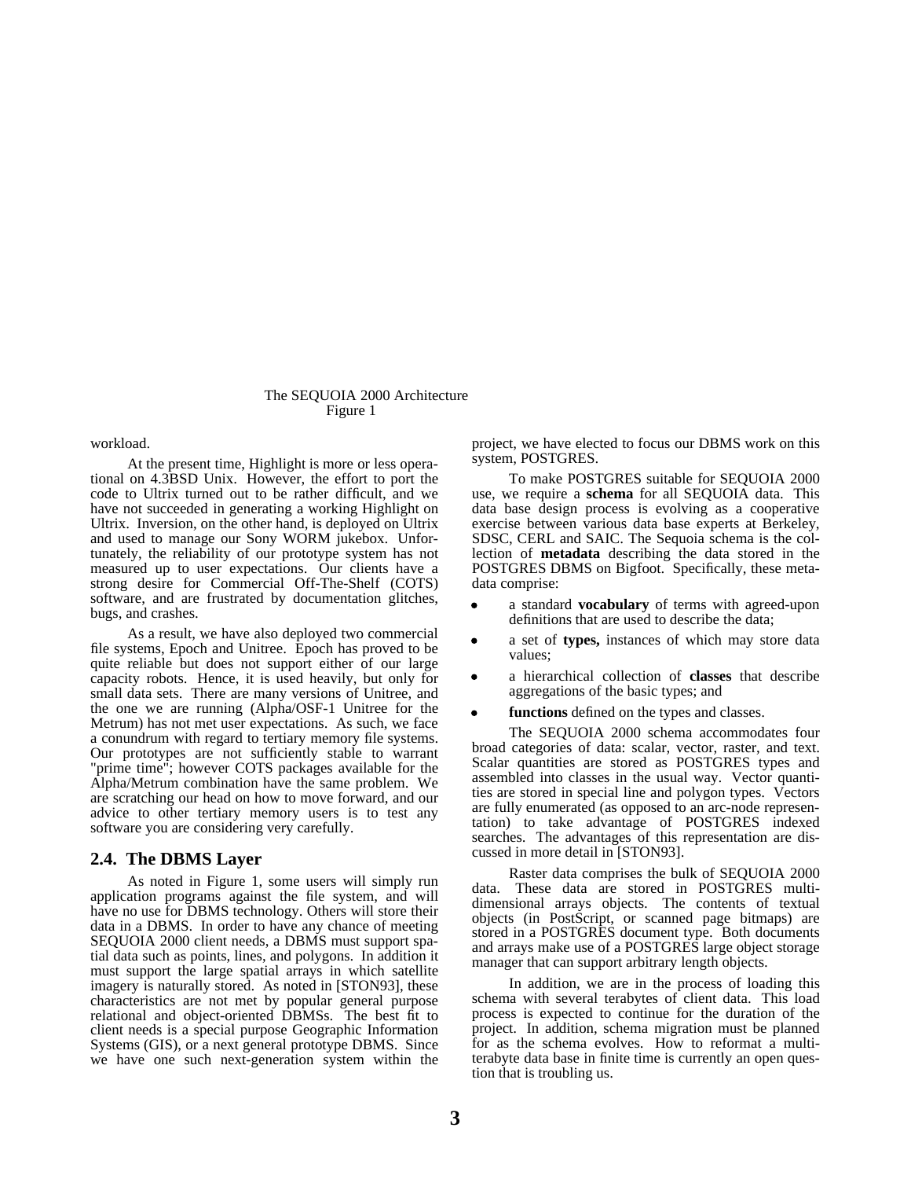The SEQUOIA 2000 Architecture
Figure 1

workload.

At the present time, Highlight is more or less operational on 4.3BSD Unix. However, the effort to port the code to Ultrix turned out to be rather difficult, and we have not succeeded in generating a working Highlight on Ultrix. Inversion, on the other hand, is deployed on Ultrix and used to manage our Sony WORM jukebox. Unfortunately, the reliability of our prototype system has not measured up to user expectations. Our clients have a strong desire for Commercial Off-The-Shelf (COTS) software, and are frustrated by documentation glitches, bugs, and crashes.

As a result, we have also deployed two commercial file systems, Epoch and Unitree. Epoch has proved to be quite reliable but does not support either of our large capacity robots. Hence, it is used heavily, but only for small data sets. There are many versions of Unitree, and the one we are running (Alpha/OSF-1 Unitree for the Metrum) has not met user expectations. As such, we face a conundrum with regard to tertiary memory file systems. Our prototypes are not sufficiently stable to warrant "prime time"; however COTS packages available for the Alpha/Metrum combination have the same problem. We are scratching our head on how to move forward, and our advice to other tertiary memory users is to test any software you are considering very carefully.

## 2.4. The DBMS Layer

As noted in Figure 1, some users will simply run application programs against the file system, and will have no use for DBMS technology. Others will store their data in a DBMS. In order to have any chance of meeting SEQUOIA 2000 client needs, a DBMS must support spatial data such as points, lines, and polygons. In addition it must support the large spatial arrays in which satellite imagery is naturally stored. As noted in [STON93], these characteristics are not met by popular general purpose relational and object-oriented DBMSs. The best fit to client needs is a special purpose Geographic Information Systems (GIS), or a next general prototype DBMS. Since we have one such next-generation system within the project, we have elected to focus our DBMS work on this system, POSTGRES.

To make POSTGRES suitable for SEQUOIA 2000 use, we require a **schema** for all SEQUOIA data. This data base design process is evolving as a cooperative exercise between various data base experts at Berkeley, SDSC, CERL and SAIC. The Sequoia schema is the collection of **metadata** describing the data stored in the POSTGRES DBMS on Bigfoot. Specifically, these metadata comprise:

- a standard **vocabulary** of terms with agreed-upon definitions that are used to describe the data;
- a set of **types,** instances of which may store data values;
- a hierarchical collection of **classes** that describe aggregations of the basic types; and
- **functions** defined on the types and classes.

The SEQUOIA 2000 schema accommodates four broad categories of data: scalar, vector, raster, and text. Scalar quantities are stored as POSTGRES types and assembled into classes in the usual way. Vector quantities are stored in special line and polygon types. Vectors are fully enumerated (as opposed to an arc-node representation) to take advantage of POSTGRES indexed searches. The advantages of this representation are discussed in more detail in [STON93].

Raster data comprises the bulk of SEQUOIA 2000 data. These data are stored in POSTGRES multidimensional arrays objects. The contents of textual objects (in PostScript, or scanned page bitmaps) are stored in a POSTGRES document type. Both documents and arrays make use of a POSTGRES large object storage manager that can support arbitrary length objects.

In addition, we are in the process of loading this schema with several terabytes of client data. This load process is expected to continue for the duration of the project. In addition, schema migration must be planned for as the schema evolves. How to reformat a multi-terabyte data base in finite time is currently an open question that is troubling us.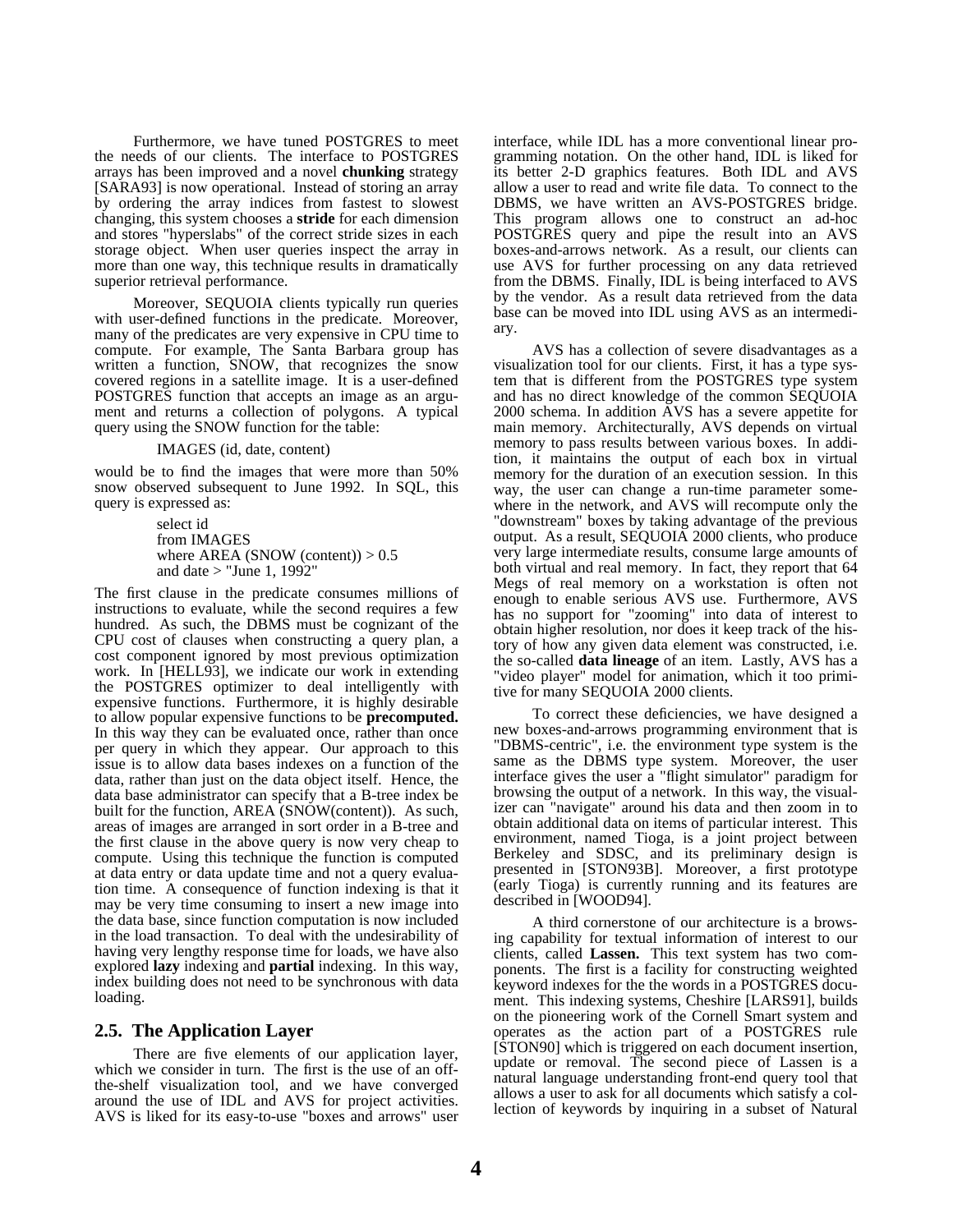Furthermore, we have tuned POSTGRES to meet the needs of our clients. The interface to POSTGRES arrays has been improved and a novel **chunking** strategy [SARA93] is now operational. Instead of storing an array by ordering the array indices from fastest to slowest changing, this system chooses a **stride** for each dimension and stores "hyperslabs" of the correct stride sizes in each storage object. When user queries inspect the array in more than one way, this technique results in dramatically superior retrieval performance.

Moreover, SEQUOIA clients typically run queries with user-defined functions in the predicate. Moreover, many of the predicates are very expensive in CPU time to compute. For example, The Santa Barbara group has written a function, SNOW, that recognizes the snow covered regions in a satellite image. It is a user-defined POSTGRES function that accepts an image as an argument and returns a collection of polygons. A typical query using the SNOW function for the table:

IMAGES (id, date, content)

would be to find the images that were more than 50% snow observed subsequent to June 1992. In SQL, this query is expressed as:

```
select id
from IMAGES
where AREA (SNOW (content)) > 0.5
and date > "June 1, 1992"
```

The first clause in the predicate consumes millions of instructions to evaluate, while the second requires a few hundred. As such, the DBMS must be cognizant of the CPU cost of clauses when constructing a query plan, a cost component ignored by most previous optimization work. In [HELL93], we indicate our work in extending the POSTGRES optimizer to deal intelligently with expensive functions. Furthermore, it is highly desirable to allow popular expensive functions to be **precomputed.** In this way they can be evaluated once, rather than once per query in which they appear. Our approach to this issue is to allow data bases indexes on a function of the data, rather than just on the data object itself. Hence, the data base administrator can specify that a B-tree index be built for the function, AREA (SNOW(content)). As such, areas of images are arranged in sort order in a B-tree and the first clause in the above query is now very cheap to compute. Using this technique the function is computed at data entry or data update time and not a query evaluation time. A consequence of function indexing is that it may be very time consuming to insert a new image into the data base, since function computation is now included in the load transaction. To deal with the undesirability of having very lengthy response time for loads, we have also explored **lazy** indexing and **partial** indexing. In this way, index building does not need to be synchronous with data loading.

## 2.5. The Application Layer

There are five elements of our application layer, which we consider in turn. The first is the use of an off-the-shelf visualization tool, and we have converged around the use of IDL and AVS for project activities. AVS is liked for its easy-to-use "boxes and arrows" user interface, while IDL has a more conventional linear programming notation. On the other hand, IDL is liked for its better 2-D graphics features. Both IDL and AVS allow a user to read and write file data. To connect to the DBMS, we have written an AVS-POSTGRES bridge. This program allows one to construct an ad-hoc POSTGRES query and pipe the result into an AVS boxes-and-arrows network. As a result, our clients can use AVS for further processing on any data retrieved from the DBMS. Finally, IDL is being interfaced to AVS by the vendor. As a result data retrieved from the data base can be moved into IDL using AVS as an intermediary.

AVS has a collection of severe disadvantages as a visualization tool for our clients. First, it has a type system that is different from the POSTGRES type system and has no direct knowledge of the common SEQUOIA 2000 schema. In addition AVS has a severe appetite for main memory. Architecturally, AVS depends on virtual memory to pass results between various boxes. In addition, it maintains the output of each box in virtual memory for the duration of an execution session. In this way, the user can change a run-time parameter somewhere in the network, and AVS will recompute only the "downstream" boxes by taking advantage of the previous output. As a result, SEQUOIA 2000 clients, who produce very large intermediate results, consume large amounts of both virtual and real memory. In fact, they report that 64 Megs of real memory on a workstation is often not enough to enable serious AVS use. Furthermore, AVS has no support for "zooming" into data of interest to obtain higher resolution, nor does it keep track of the history of how any given data element was constructed, i.e. the so-called **data lineage** of an item. Lastly, AVS has a "video player" model for animation, which it too primitive for many SEQUOIA 2000 clients.

To correct these deficiencies, we have designed a new boxes-and-arrows programming environment that is "DBMS-centric", i.e. the environment type system is the same as the DBMS type system. Moreover, the user interface gives the user a "flight simulator" paradigm for browsing the output of a network. In this way, the visualizer can "navigate" around his data and then zoom in to obtain additional data on items of particular interest. This environment, named Tioga, is a joint project between Berkeley and SDSC, and its preliminary design is presented in [STON93B]. Moreover, a first prototype (early Tioga) is currently running and its features are described in [WOOD94].

A third cornerstone of our architecture is a browsing capability for textual information of interest to our clients, called **Lassen.** This text system has two components. The first is a facility for constructing weighted keyword indexes for the the words in a POSTGRES document. This indexing systems, Cheshire [LARS91], builds on the pioneering work of the Cornell Smart system and operates as the action part of a POSTGRES rule [STON90] which is triggered on each document insertion, update or removal. The second piece of Lassen is a natural language understanding front-end query tool that allows a user to ask for all documents which satisfy a collection of keywords by inquiring in a subset of Natural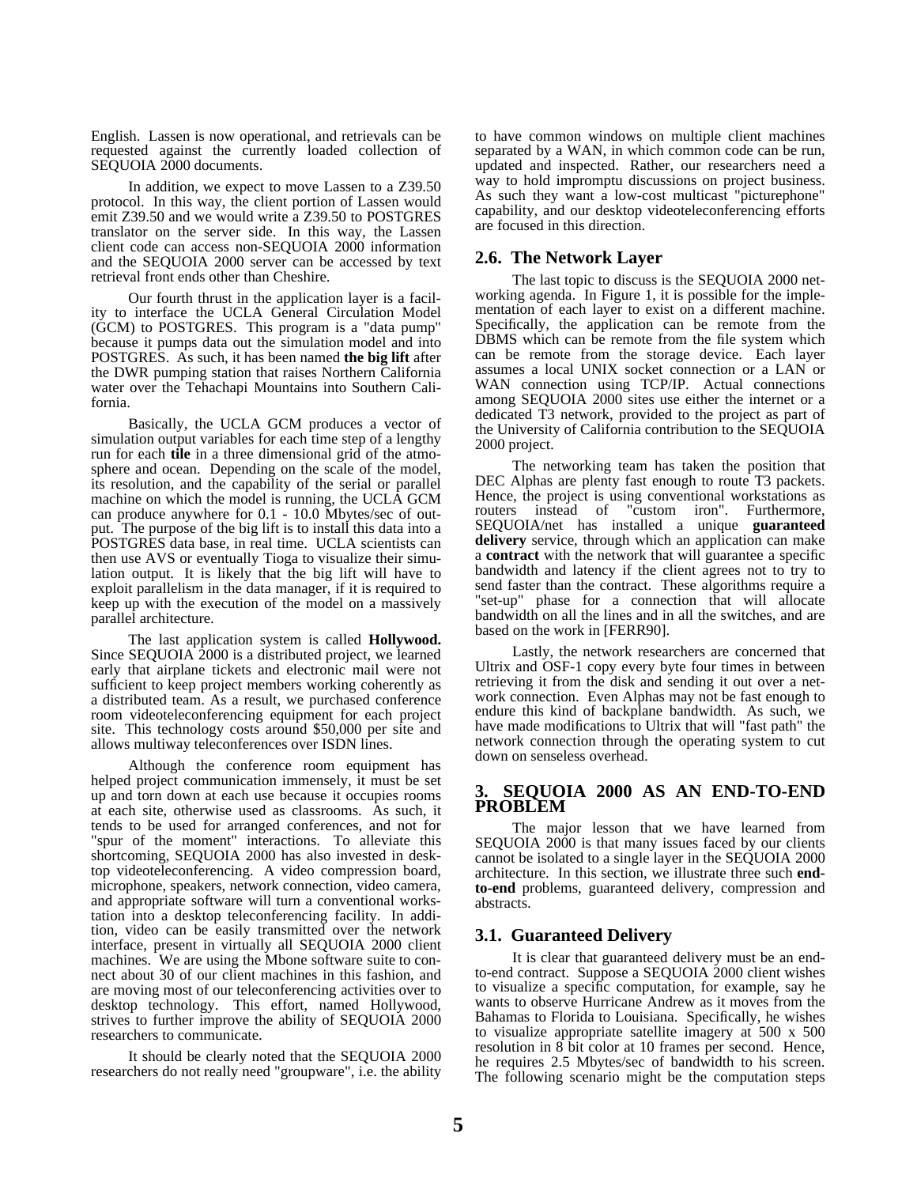English. Lassen is now operational, and retrievals can be requested against the currently loaded collection of SEQUOIA 2000 documents.

In addition, we expect to move Lassen to a Z39.50 protocol. In this way, the client portion of Lassen would emit Z39.50 and we would write a Z39.50 to POSTGRES translator on the server side. In this way, the Lassen client code can access non-SEQUOIA 2000 information and the SEQUOIA 2000 server can be accessed by text retrieval front ends other than Cheshire.

Our fourth thrust in the application layer is a facility to interface the UCLA General Circulation Model (GCM) to POSTGRES. This program is a "data pump" because it pumps data out the simulation model and into POSTGRES. As such, it has been named **the big lift** after the DWR pumping station that raises Northern California water over the Tehachapi Mountains into Southern California.

Basically, the UCLA GCM produces a vector of simulation output variables for each time step of a lengthy run for each **tile** in a three dimensional grid of the atmosphere and ocean. Depending on the scale of the model, its resolution, and the capability of the serial or parallel machine on which the model is running, the UCLA GCM can produce anywhere for 0.1 - 10.0 Mbytes/sec of output. The purpose of the big lift is to install this data into a POSTGRES data base, in real time. UCLA scientists can then use AVS or eventually Tioga to visualize their simulation output. It is likely that the big lift will have to exploit parallelism in the data manager, if it is required to keep up with the execution of the model on a massively parallel architecture.

The last application system is called **Hollywood.** Since SEQUOIA 2000 is a distributed project, we learned early that airplane tickets and electronic mail were not sufficient to keep project members working coherently as a distributed team. As a result, we purchased conference room videoteleconferencing equipment for each project site. This technology costs around $50,000 per site and allows multiway teleconferences over ISDN lines.

Although the conference room equipment has helped project communication immensely, it must be set up and torn down at each use because it occupies rooms at each site, otherwise used as classrooms. As such, it tends to be used for arranged conferences, and not for "spur of the moment" interactions. To alleviate this shortcoming, SEQUOIA 2000 has also invested in desktop videoteleconferencing. A video compression board, microphone, speakers, network connection, video camera, and appropriate software will turn a conventional workstation into a desktop teleconferencing facility. In addition, video can be easily transmitted over the network interface, present in virtually all SEQUOIA 2000 client machines. We are using the Mbone software suite to connect about 30 of our client machines in this fashion, and are moving most of our teleconferencing activities over to desktop technology. This effort, named Hollywood, strives to further improve the ability of SEQUOIA 2000 researchers to communicate.

It should be clearly noted that the SEQUOIA 2000 researchers do not really need "groupware", i.e. the ability to have common windows on multiple client machines separated by a WAN, in which common code can be run, updated and inspected. Rather, our researchers need a way to hold impromptu discussions on project business. As such they want a low-cost multicast "picturephone" capability, and our desktop videoteleconferencing efforts are focused in this direction.

## 2.6. The Network Layer

The last topic to discuss is the SEQUOIA 2000 networking agenda. In Figure 1, it is possible for the implementation of each layer to exist on a different machine. Specifically, the application can be remote from the DBMS which can be remote from the file system which can be remote from the storage device. Each layer assumes a local UNIX socket connection or a LAN or WAN connection using TCP/IP. Actual connections among SEQUOIA 2000 sites use either the internet or a dedicated T3 network, provided to the project as part of the University of California contribution to the SEQUOIA 2000 project.

The networking team has taken the position that DEC Alphas are plenty fast enough to route T3 packets. Hence, the project is using conventional workstations as routers instead of "custom iron". Furthermore, SEQUOIA/net has installed a unique **guaranteed delivery** service, through which an application can make a **contract** with the network that will guarantee a specific bandwidth and latency if the client agrees not to try to send faster than the contract. These algorithms require a "set-up" phase for a connection that will allocate bandwidth on all the lines and in all the switches, and are based on the work in [FERR90].

Lastly, the network researchers are concerned that Ultrix and OSF-1 copy every byte four times in between retrieving it from the disk and sending it out over a network connection. Even Alphas may not be fast enough to endure this kind of backplane bandwidth. As such, we have made modifications to Ultrix that will "fast path" the network connection through the operating system to cut down on senseless overhead.

# 3. SEQUOIA 2000 AS AN END-TO-END PROBLEM

The major lesson that we have learned from SEQUOIA 2000 is that many issues faced by our clients cannot be isolated to a single layer in the SEQUOIA 2000 architecture. In this section, we illustrate three such **end-to-end** problems, guaranteed delivery, compression and abstracts.

## 3.1. Guaranteed Delivery

It is clear that guaranteed delivery must be an end-to-end contract. Suppose a SEQUOIA 2000 client wishes to visualize a specific computation, for example, say he wants to observe Hurricane Andrew as it moves from the Bahamas to Florida to Louisiana. Specifically, he wishes to visualize appropriate satellite imagery at 500 x 500 resolution in 8 bit color at 10 frames per second. Hence, he requires 2.5 Mbytes/sec of bandwidth to his screen. The following scenario might be the computation steps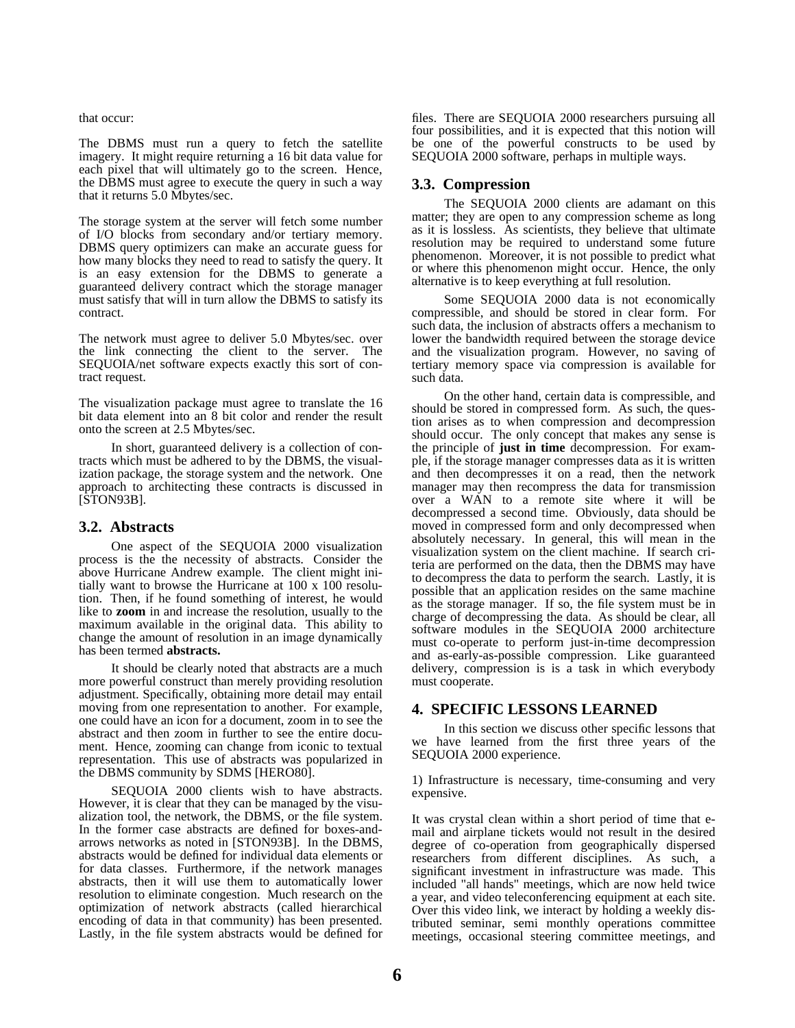that occur:

The DBMS must run a query to fetch the satellite imagery. It might require returning a 16 bit data value for each pixel that will ultimately go to the screen. Hence, the DBMS must agree to execute the query in such a way that it returns 5.0 Mbytes/sec.

The storage system at the server will fetch some number of I/O blocks from secondary and/or tertiary memory. DBMS query optimizers can make an accurate guess for how many blocks they need to read to satisfy the query. It is an easy extension for the DBMS to generate a guaranteed delivery contract which the storage manager must satisfy that will in turn allow the DBMS to satisfy its contract.

The network must agree to deliver 5.0 Mbytes/sec. over the link connecting the client to the server. The SEQUOIA/net software expects exactly this sort of contract request.

The visualization package must agree to translate the 16 bit data element into an 8 bit color and render the result onto the screen at 2.5 Mbytes/sec.

In short, guaranteed delivery is a collection of contracts which must be adhered to by the DBMS, the visualization package, the storage system and the network. One approach to architecting these contracts is discussed in [STON93B].

### 3.2. Abstracts

One aspect of the SEQUOIA 2000 visualization process is the the necessity of abstracts. Consider the above Hurricane Andrew example. The client might initially want to browse the Hurricane at 100 x 100 resolution. Then, if he found something of interest, he would like to **zoom** in and increase the resolution, usually to the maximum available in the original data. This ability to change the amount of resolution in an image dynamically has been termed **abstracts.**

It should be clearly noted that abstracts are a much more powerful construct than merely providing resolution adjustment. Specifically, obtaining more detail may entail moving from one representation to another. For example, one could have an icon for a document, zoom in to see the abstract and then zoom in further to see the entire document. Hence, zooming can change from iconic to textual representation. This use of abstracts was popularized in the DBMS community by SDMS [HERO80].

SEQUOIA 2000 clients wish to have abstracts. However, it is clear that they can be managed by the visualization tool, the network, the DBMS, or the file system. In the former case abstracts are defined for boxes-and-arrows networks as noted in [STON93B]. In the DBMS, abstracts would be defined for individual data elements or for data classes. Furthermore, if the network manages abstracts, then it will use them to automatically lower resolution to eliminate congestion. Much research on the optimization of network abstracts (called hierarchical encoding of data in that community) has been presented. Lastly, in the file system abstracts would be defined for files. There are SEQUOIA 2000 researchers pursuing all four possibilities, and it is expected that this notion will be one of the powerful constructs to be used by SEQUOIA 2000 software, perhaps in multiple ways.

### 3.3. Compression

The SEQUOIA 2000 clients are adamant on this matter; they are open to any compression scheme as long as it is lossless. As scientists, they believe that ultimate resolution may be required to understand some future phenomenon. Moreover, it is not possible to predict what or where this phenomenon might occur. Hence, the only alternative is to keep everything at full resolution.

Some SEQUOIA 2000 data is not economically compressible, and should be stored in clear form. For such data, the inclusion of abstracts offers a mechanism to lower the bandwidth required between the storage device and the visualization program. However, no saving of tertiary memory space via compression is available for such data.

On the other hand, certain data is compressible, and should be stored in compressed form. As such, the question arises as to when compression and decompression should occur. The only concept that makes any sense is the principle of **just in time** decompression. For example, if the storage manager compresses data as it is written and then decompresses it on a read, then the network manager may then recompress the data for transmission over a WAN to a remote site where it will be decompressed a second time. Obviously, data should be moved in compressed form and only decompressed when absolutely necessary. In general, this will mean in the visualization system on the client machine. If search criteria are performed on the data, then the DBMS may have to decompress the data to perform the search. Lastly, it is possible that an application resides on the same machine as the storage manager. If so, the file system must be in charge of decompressing the data. As should be clear, all software modules in the SEQUOIA 2000 architecture must co-operate to perform just-in-time decompression and as-early-as-possible compression. Like guaranteed delivery, compression is is a task in which everybody must cooperate.

## 4. SPECIFIC LESSONS LEARNED

In this section we discuss other specific lessons that we have learned from the first three years of the SEQUOIA 2000 experience.

1) Infrastructure is necessary, time-consuming and very expensive.

It was crystal clean within a short period of time that e-mail and airplane tickets would not result in the desired degree of co-operation from geographically dispersed researchers from different disciplines. As such, a significant investment in infrastructure was made. This included "all hands" meetings, which are now held twice a year, and video teleconferencing equipment at each site. Over this video link, we interact by holding a weekly distributed seminar, semi monthly operations committee meetings, occasional steering committee meetings, and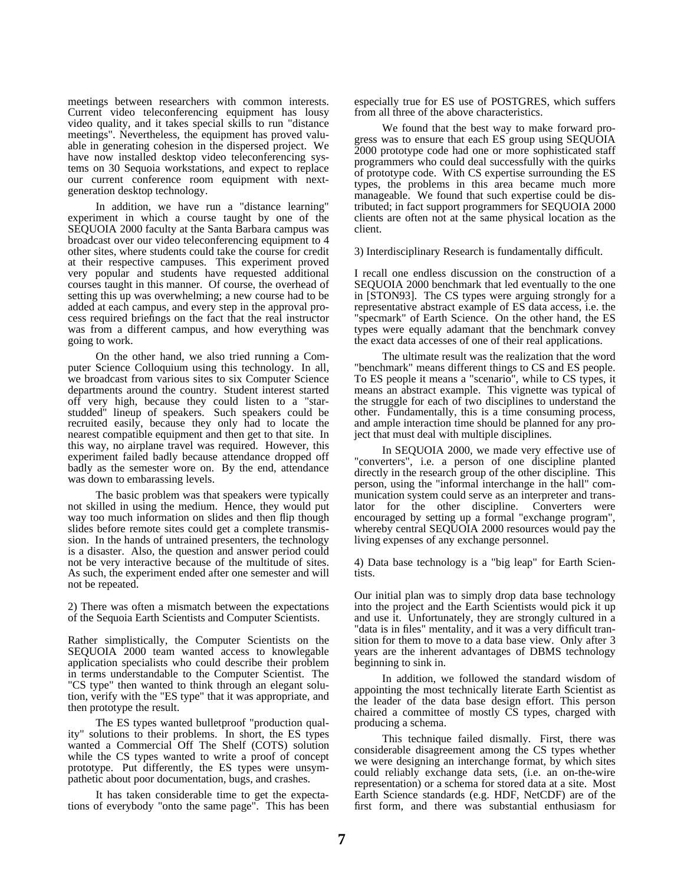meetings between researchers with common interests. Current video teleconferencing equipment has lousy video quality, and it takes special skills to run "distance meetings". Nevertheless, the equipment has proved valuable in generating cohesion in the dispersed project. We have now installed desktop video teleconferencing systems on 30 Sequoia workstations, and expect to replace our current conference room equipment with next-generation desktop technology.

In addition, we have run a "distance learning" experiment in which a course taught by one of the SEQUOIA 2000 faculty at the Santa Barbara campus was broadcast over our video teleconferencing equipment to 4 other sites, where students could take the course for credit at their respective campuses. This experiment proved very popular and students have requested additional courses taught in this manner. Of course, the overhead of setting this up was overwhelming; a new course had to be added at each campus, and every step in the approval process required briefings on the fact that the real instructor was from a different campus, and how everything was going to work.

On the other hand, we also tried running a Computer Science Colloquium using this technology. In all, we broadcast from various sites to six Computer Science departments around the country. Student interest started off very high, because they could listen to a "star-studded" lineup of speakers. Such speakers could be recruited easily, because they only had to locate the nearest compatible equipment and then get to that site. In this way, no airplane travel was required. However, this experiment failed badly because attendance dropped off badly as the semester wore on. By the end, attendance was down to embarassing levels.

The basic problem was that speakers were typically not skilled in using the medium. Hence, they would put way too much information on slides and then flip though slides before remote sites could get a complete transmission. In the hands of untrained presenters, the technology is a disaster. Also, the question and answer period could not be very interactive because of the multitude of sites. As such, the experiment ended after one semester and will not be repeated.

2) There was often a mismatch between the expectations of the Sequoia Earth Scientists and Computer Scientists.

Rather simplistically, the Computer Scientists on the SEQUOIA 2000 team wanted access to knowlegable application specialists who could describe their problem in terms understandable to the Computer Scientist. The "CS type" then wanted to think through an elegant solution, verify with the "ES type" that it was appropriate, and then prototype the result.

The ES types wanted bulletproof "production quality" solutions to their problems. In short, the ES types wanted a Commercial Off The Shelf (COTS) solution while the CS types wanted to write a proof of concept prototype. Put differently, the ES types were unsympathetic about poor documentation, bugs, and crashes.

It has taken considerable time to get the expectations of everybody "onto the same page". This has been especially true for ES use of POSTGRES, which suffers from all three of the above characteristics.

We found that the best way to make forward progress was to ensure that each ES group using SEQUOIA 2000 prototype code had one or more sophisticated staff programmers who could deal successfully with the quirks of prototype code. With CS expertise surrounding the ES types, the problems in this area became much more manageable. We found that such expertise could be distributed; in fact support programmers for SEQUOIA 2000 clients are often not at the same physical location as the client.

3) Interdisciplinary Research is fundamentally difficult.

I recall one endless discussion on the construction of a SEQUOIA 2000 benchmark that led eventually to the one in [STON93]. The CS types were arguing strongly for a representative abstract example of ES data access, i.e. the "specmark" of Earth Science. On the other hand, the ES types were equally adamant that the benchmark convey the exact data accesses of one of their real applications.

The ultimate result was the realization that the word "benchmark" means different things to CS and ES people. To ES people it means a "scenario", while to CS types, it means an abstract example. This vignette was typical of the struggle for each of two disciplines to understand the other. Fundamentally, this is a time consuming process, and ample interaction time should be planned for any project that must deal with multiple disciplines.

In SEQUOIA 2000, we made very effective use of "converters", i.e. a person of one discipline planted directly in the research group of the other discipline. This person, using the "informal interchange in the hall" communication system could serve as an interpreter and translator for the other discipline. Converters were encouraged by setting up a formal "exchange program", whereby central SEQUOIA 2000 resources would pay the living expenses of any exchange personnel.

4) Data base technology is a "big leap" for Earth Scientists.

Our initial plan was to simply drop data base technology into the project and the Earth Scientists would pick it up and use it. Unfortunately, they are strongly cultured in a "data is in files" mentality, and it was a very difficult transition for them to move to a data base view. Only after 3 years are the inherent advantages of DBMS technology beginning to sink in.

In addition, we followed the standard wisdom of appointing the most technically literate Earth Scientist as the leader of the data base design effort. This person chaired a committee of mostly CS types, charged with producing a schema.

This technique failed dismally. First, there was considerable disagreement among the CS types whether we were designing an interchange format, by which sites could reliably exchange data sets, (i.e. an on-the-wire representation) or a schema for stored data at a site. Most Earth Science standards (e.g. HDF, NetCDF) are of the first form, and there was substantial enthusiasm for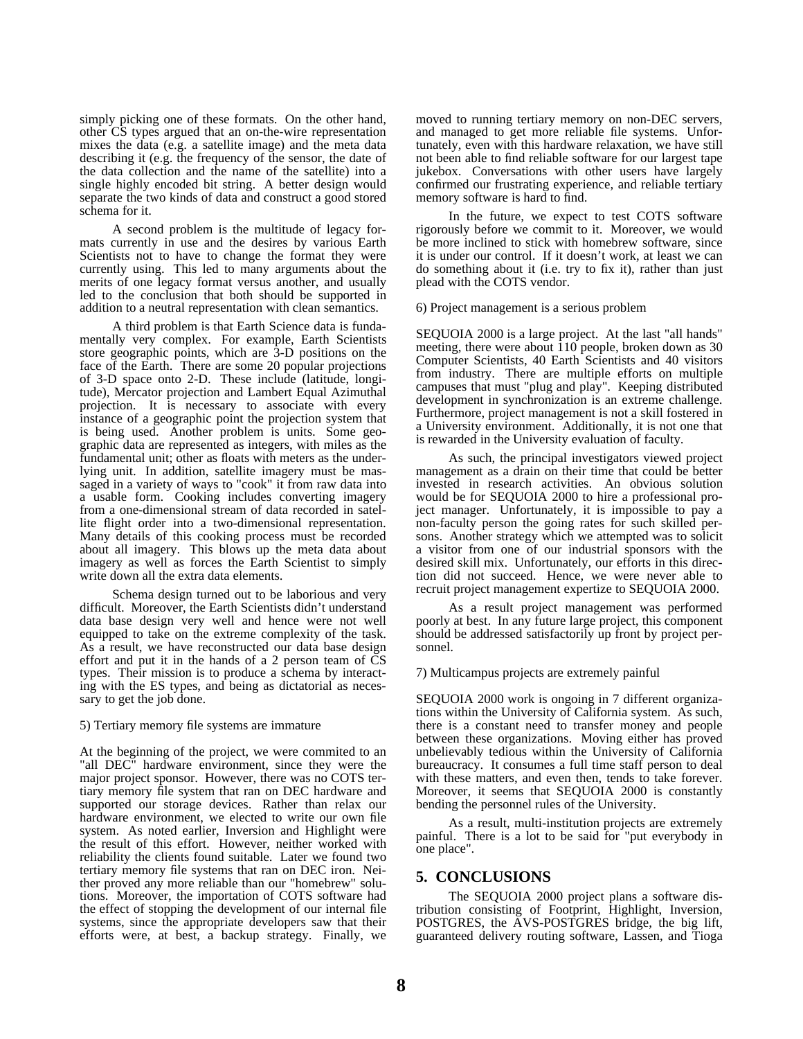simply picking one of these formats. On the other hand, other CS types argued that an on-the-wire representation mixes the data (e.g. a satellite image) and the meta data describing it (e.g. the frequency of the sensor, the date of the data collection and the name of the satellite) into a single highly encoded bit string. A better design would separate the two kinds of data and construct a good stored schema for it.

A second problem is the multitude of legacy formats currently in use and the desires by various Earth Scientists not to have to change the format they were currently using. This led to many arguments about the merits of one legacy format versus another, and usually led to the conclusion that both should be supported in addition to a neutral representation with clean semantics.

A third problem is that Earth Science data is fundamentally very complex. For example, Earth Scientists store geographic points, which are 3-D positions on the face of the Earth. There are some 20 popular projections of 3-D space onto 2-D. These include (latitude, longitude), Mercator projection and Lambert Equal Azimuthal projection. It is necessary to associate with every instance of a geographic point the projection system that is being used. Another problem is units. Some geographic data are represented as integers, with miles as the fundamental unit; other as floats with meters as the underlying unit. In addition, satellite imagery must be massaged in a variety of ways to "cook" it from raw data into a usable form. Cooking includes converting imagery from a one-dimensional stream of data recorded in satellite flight order into a two-dimensional representation. Many details of this cooking process must be recorded about all imagery. This blows up the meta data about imagery as well as forces the Earth Scientist to simply write down all the extra data elements.

Schema design turned out to be laborious and very difficult. Moreover, the Earth Scientists didn't understand data base design very well and hence were not well equipped to take on the extreme complexity of the task. As a result, we have reconstructed our data base design effort and put it in the hands of a 2 person team of CS types. Their mission is to produce a schema by interacting with the ES types, and being as dictatorial as necessary to get the job done.

5) Tertiary memory file systems are immature

At the beginning of the project, we were commited to an "all DEC" hardware environment, since they were the major project sponsor. However, there was no COTS tertiary memory file system that ran on DEC hardware and supported our storage devices. Rather than relax our hardware environment, we elected to write our own file system. As noted earlier, Inversion and Highlight were the result of this effort. However, neither worked with reliability the clients found suitable. Later we found two tertiary memory file systems that ran on DEC iron. Neither proved any more reliable than our "homebrew" solutions. Moreover, the importation of COTS software had the effect of stopping the development of our internal file systems, since the appropriate developers saw that their efforts were, at best, a backup strategy. Finally, we moved to running tertiary memory on non-DEC servers, and managed to get more reliable file systems. Unfortunately, even with this hardware relaxation, we have still not been able to find reliable software for our largest tape jukebox. Conversations with other users have largely confirmed our frustrating experience, and reliable tertiary memory software is hard to find.

In the future, we expect to test COTS software rigorously before we commit to it. Moreover, we would be more inclined to stick with homebrew software, since it is under our control. If it doesn't work, at least we can do something about it (i.e. try to fix it), rather than just plead with the COTS vendor.

6) Project management is a serious problem

SEQUOIA 2000 is a large project. At the last "all hands" meeting, there were about 110 people, broken down as 30 Computer Scientists, 40 Earth Scientists and 40 visitors from industry. There are multiple efforts on multiple campuses that must "plug and play". Keeping distributed development in synchronization is an extreme challenge. Furthermore, project management is not a skill fostered in a University environment. Additionally, it is not one that is rewarded in the University evaluation of faculty.

As such, the principal investigators viewed project management as a drain on their time that could be better invested in research activities. An obvious solution would be for SEQUOIA 2000 to hire a professional project manager. Unfortunately, it is impossible to pay a non-faculty person the going rates for such skilled persons. Another strategy which we attempted was to solicit a visitor from one of our industrial sponsors with the desired skill mix. Unfortunately, our efforts in this direction did not succeed. Hence, we were never able to recruit project management expertize to SEQUOIA 2000.

As a result project management was performed poorly at best. In any future large project, this component should be addressed satisfactorily up front by project personnel.

7) Multicampus projects are extremely painful

SEQUOIA 2000 work is ongoing in 7 different organizations within the University of California system. As such, there is a constant need to transfer money and people between these organizations. Moving either has proved unbelievably tedious within the University of California bureaucracy. It consumes a full time staff person to deal with these matters, and even then, tends to take forever. Moreover, it seems that SEQUOIA 2000 is constantly bending the personnel rules of the University.

As a result, multi-institution projects are extremely painful. There is a lot to be said for "put everybody in one place".

## 5. CONCLUSIONS

The SEQUOIA 2000 project plans a software distribution consisting of Footprint, Highlight, Inversion, POSTGRES, the AVS-POSTGRES bridge, the big lift, guaranteed delivery routing software, Lassen, and Tioga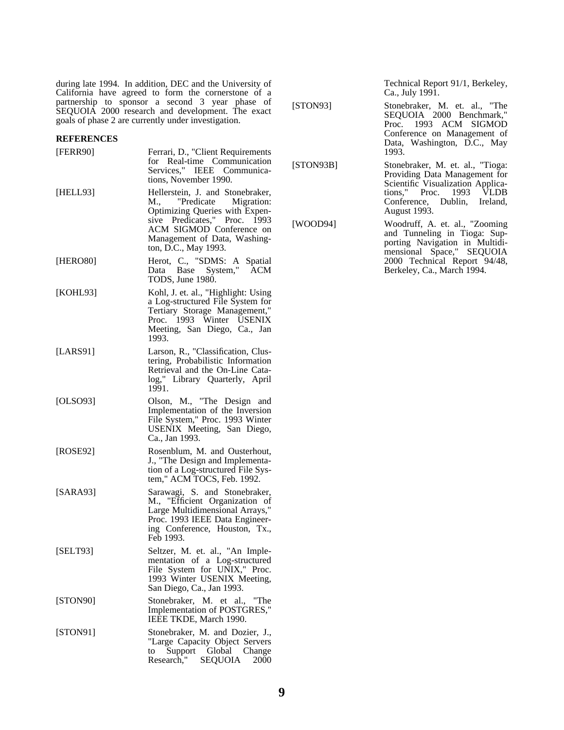during late 1994. In addition, DEC and the University of California have agreed to form the cornerstone of a partnership to sponsor a second 3 year phase of SEQUOIA 2000 research and development. The exact goals of phase 2 are currently under investigation.

**REFERENCES**

[FERR90] Ferrari, D., "Client Requirements for Real-time Communication Services," IEEE Communications, November 1990.

[HELL93] Hellerstein, J. and Stonebraker, M., "Predicate Migration: Optimizing Queries with Expensive Predicates," Proc. 1993 ACM SIGMOD Conference on Management of Data, Washington, D.C., May 1993.

[HERO80] Herot, C., "SDMS: A Spatial Data Base System," ACM TODS, June 1980.

[KOHL93] Kohl, J. et. al., "Highlight: Using a Log-structured File System for Tertiary Storage Management," Proc. 1993 Winter USENIX Meeting, San Diego, Ca., Jan 1993.

[LARS91] Larson, R., "Classification, Clustering, Probabilistic Information Retrieval and the On-Line Catalog," Library Quarterly, April 1991.

[OLSO93] Olson, M., "The Design and Implementation of the Inversion File System," Proc. 1993 Winter USENIX Meeting, San Diego, Ca., Jan 1993.

[ROSE92] Rosenblum, M. and Ousterhout, J., "The Design and Implementation of a Log-structured File System," ACM TOCS, Feb. 1992.

[SARA93] Sarawagi, S. and Stonebraker, M., "Efficient Organization of Large Multidimensional Arrays," Proc. 1993 IEEE Data Engineering Conference, Houston, Tx., Feb 1993.

[SELT93] Seltzer, M. et. al., "An Implementation of a Log-structured File System for UNIX," Proc. 1993 Winter USENIX Meeting, San Diego, Ca., Jan 1993.

[STON90] Stonebraker, M. et al., "The Implementation of POSTGRES," IEEE TKDE, March 1990.

[STON91] Stonebraker, M. and Dozier, J., "Large Capacity Object Servers to Support Global Change Research," SEQUOIA 2000 Technical Report 91/1, Berkeley, Ca., July 1991.

[STON93] Stonebraker, M. et. al., "The SEQUOIA 2000 Benchmark," Proc. 1993 ACM SIGMOD Conference on Management of Data, Washington, D.C., May 1993.

[STON93B] Stonebraker, M. et. al., "Tioga: Providing Data Management for Scientific Visualization Applications," Proc. 1993 VLDB Conference, Dublin, Ireland, August 1993.

[WOOD94] Woodruff, A. et. al., "Zooming and Tunneling in Tioga: Supporting Navigation in Multidimensional Space," SEQUOIA 2000 Technical Report 94/48, Berkeley, Ca., March 1994.